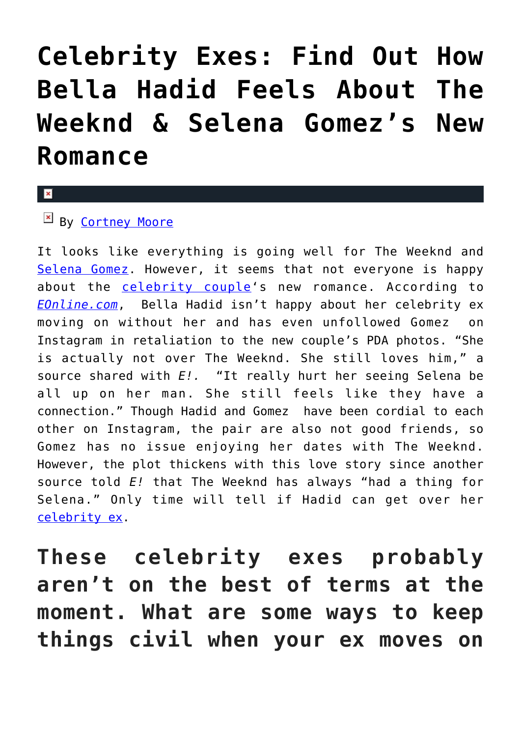# Celebrity Exes: Find Out How Bella Hadid Feels About The Weeknd & Selena Gomez's New Romance

By Cortney Moore

It looks like everything is going well for The Weeknd and Selena Gomez. However, it seems that not everyone is happy about the celebrity couple's new romance. According to *EOnline.com*, Bella Hadid isn't happy about her celebrity ex moving on without her and has even unfollowed Gomez on Instagram in retaliation to the new couple's PDA photos. "She is actually not over The Weeknd. She still loves him," a source shared with *E!.* "It really hurt her seeing Selena be all up on her man. She still feels like they have a connection." Though Hadid and Gomez have been cordial to each other on Instagram, the pair are also not good friends, so Gomez has no issue enjoying her dates with The Weeknd. However, the plot thickens with this love story since another source told *E!* that The Weeknd has always "had a thing for Selena." Only time will tell if Hadid can get over her celebrity ex.

## These celebrity exes probably aren't on the best of terms at the moment. What are some ways to keep things civil when your ex moves on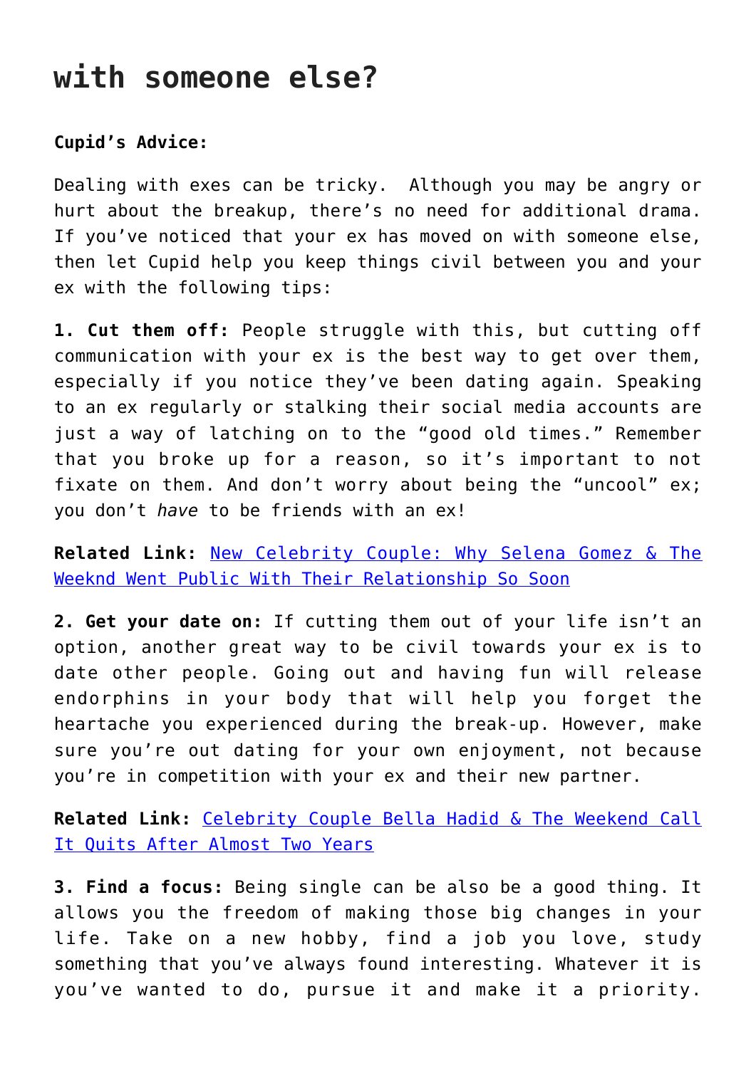# with someone else?

**Cupid's Advice:**

Dealing with exes can be tricky. Although you may be angry or hurt about the breakup, there's no need for additional drama. If you've noticed that your ex has moved on with someone else, then let Cupid help you keep things civil between you and your ex with the following tips:

**1. Cut them off:** People struggle with this, but cutting off communication with your ex is the best way to get over them, especially if you notice they've been dating again. Speaking to an ex regularly or stalking their social media accounts are just a way of latching on to the "good old times." Remember that you broke up for a reason, so it's important to not fixate on them. And don't worry about being the "uncool" ex; you don't *have* to be friends with an ex!

**Related Link:** [New Celebrity Couple: Why Selena Gomez & The Weeknd Went Public With Their Relationship So Soon]

**2. Get your date on:** If cutting them out of your life isn't an option, another great way to be civil towards your ex is to date other people. Going out and having fun will release endorphins in your body that will help you forget the heartache you experienced during the break-up. However, make sure you're out dating for your own enjoyment, not because you're in competition with your ex and their new partner.

**Related Link:** [Celebrity Couple Bella Hadid & The Weekend Call It Quits After Almost Two Years]

**3. Find a focus:** Being single can be also be a good thing. It allows you the freedom of making those big changes in your life. Take on a new hobby, find a job you love, study something that you've always found interesting. Whatever it is you've wanted to do, pursue it and make it a priority.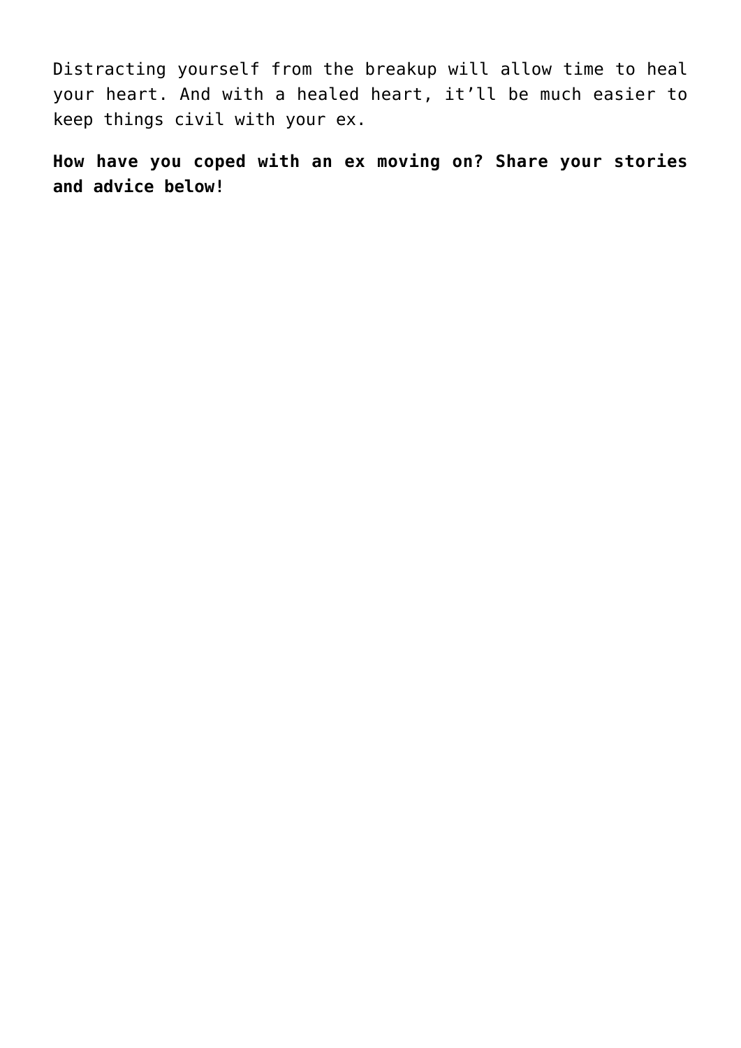Distracting yourself from the breakup will allow time to heal your heart. And with a healed heart, it'll be much easier to keep things civil with your ex.

**How have you coped with an ex moving on? Share your stories and advice below!**